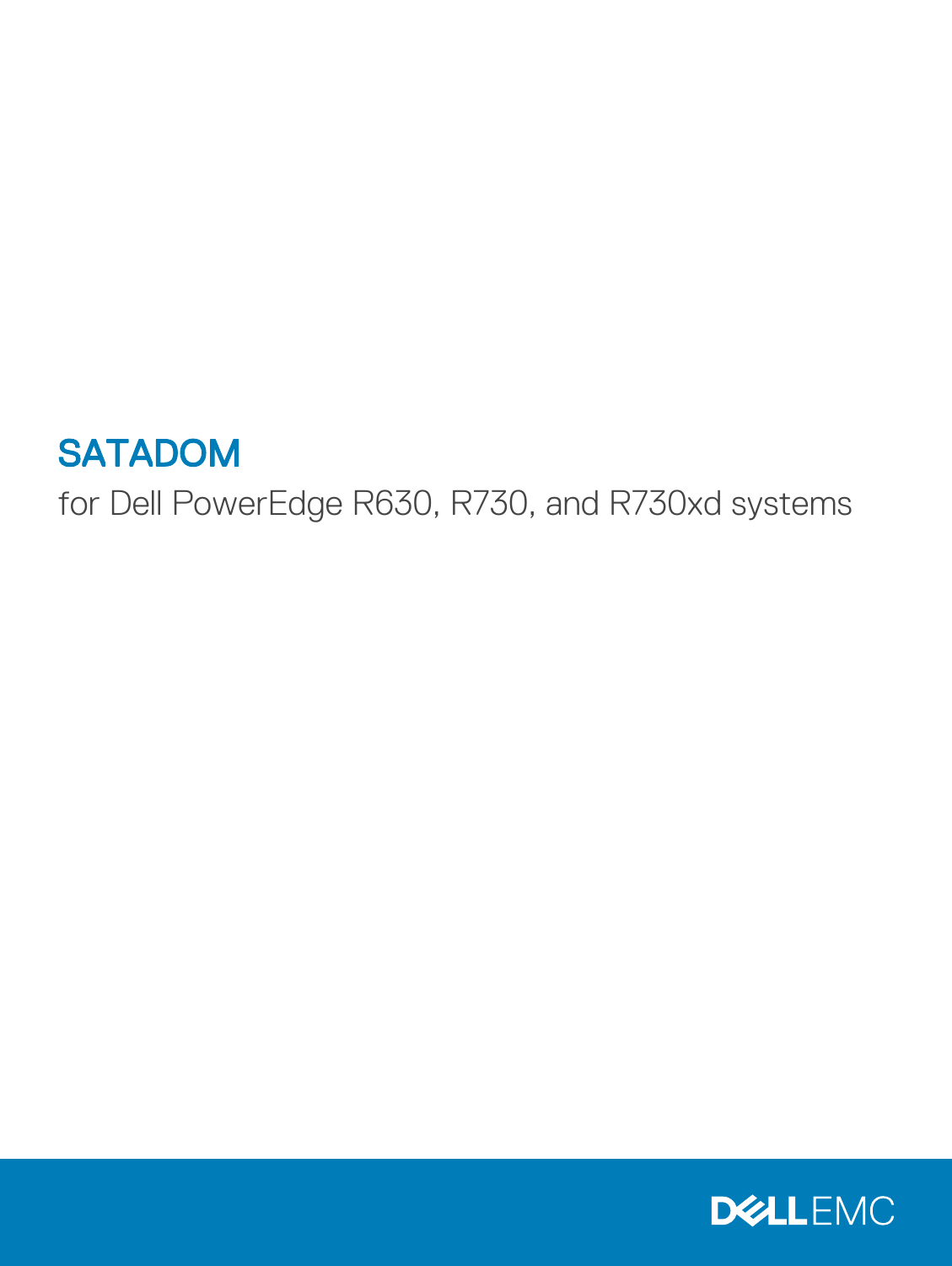# SATADOM

for Dell PowerEdge R630, R730, and R730xd systems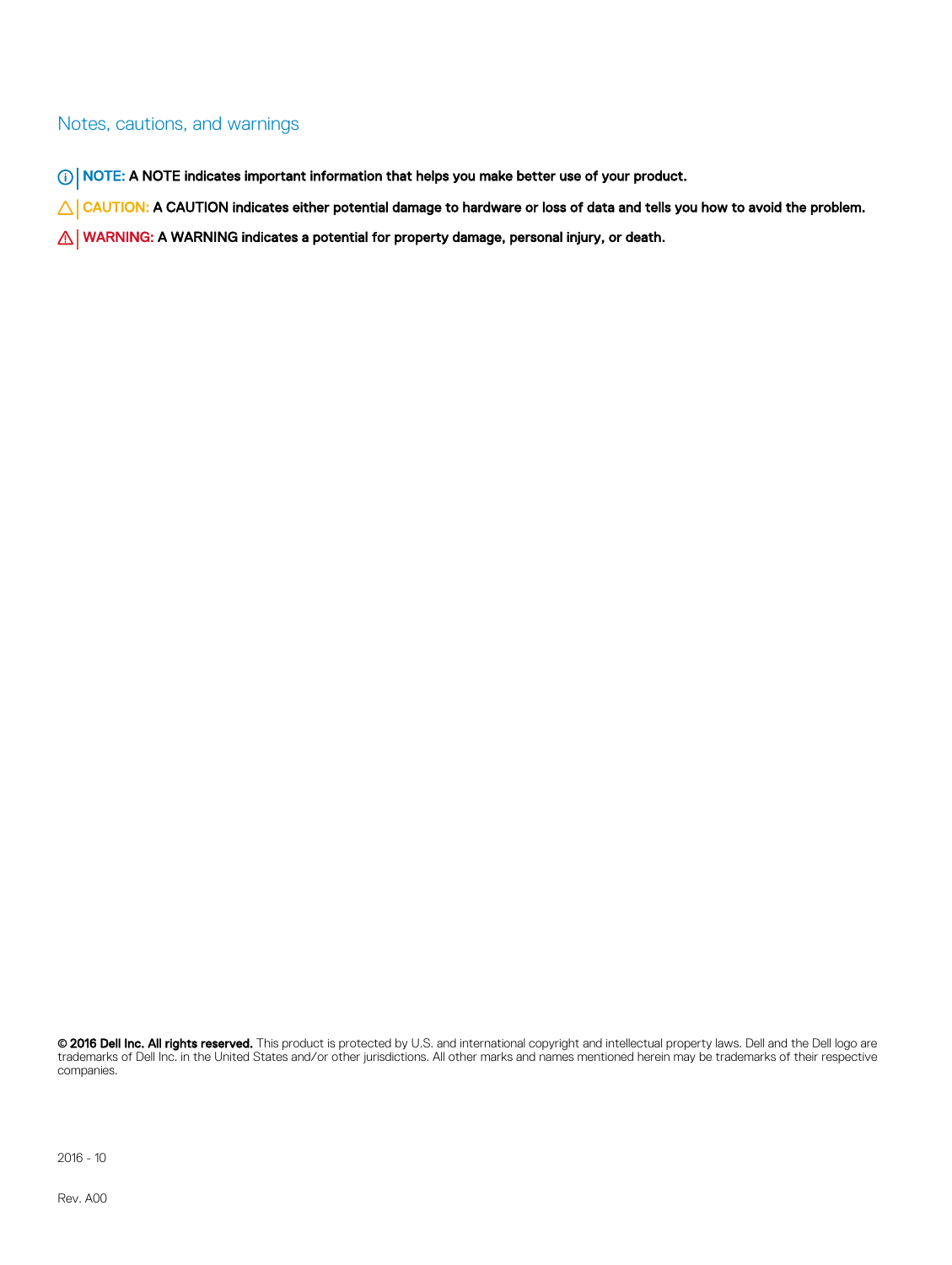## Notes, cautions, and warnings

**NOTE: A NOTE indicates important information that helps you make better use of your product.**

**CAUTION: A CAUTION indicates either potential damage to hardware or loss of data and tells you how to avoid the problem.**

**WARNING: A WARNING indicates a potential for property damage, personal injury, or death.**

**© 2016 Dell Inc. All rights reserved.** This product is protected by U.S. and international copyright and intellectual property laws. Dell and the Dell logo are trademarks of Dell Inc. in the United States and/or other jurisdictions. All other marks and names mentioned herein may be trademarks of their respective companies.

2016 - 10

Rev. A00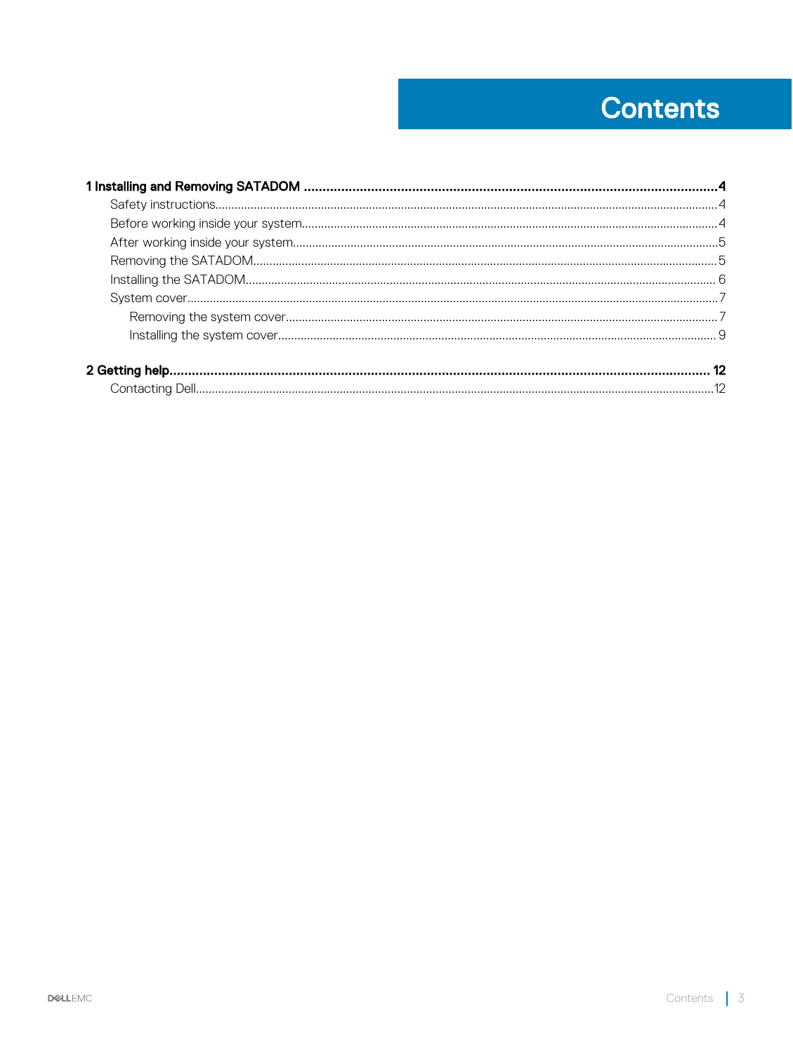# Contents

**1 Installing and Removing SATADOM ........................................................................................................ 4**

- Safety instructions........................................................................................................................................ 4
- Before working inside your system............................................................................................................. 4
- After working inside your system................................................................................................................ 5
- Removing the SATADOM............................................................................................................................ 5
- Installing the SATADOM.............................................................................................................................. 6
- System cover.................................................................................................................................................. 7
  - Removing the system cover................................................................................................................... 7
  - Installing the system cover..................................................................................................................... 9

**2 Getting help.......................................................................................................................................... 12**

- Contacting Dell............................................................................................................................................ 12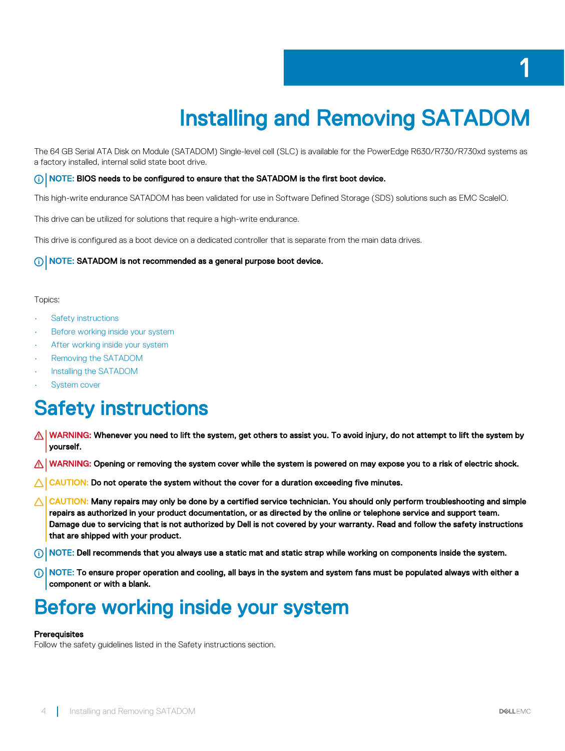# 1

# Installing and Removing SATADOM

The 64 GB Serial ATA Disk on Module (SATADOM) Single-level cell (SLC) is available for the PowerEdge R630/R730/R730xd systems as a factory installed, internal solid state boot drive.

**NOTE: BIOS needs to be configured to ensure that the SATADOM is the first boot device.**

This high-write endurance SATADOM has been validated for use in Software Defined Storage (SDS) solutions such as EMC ScaleIO.

This drive can be utilized for solutions that require a high-write endurance.

This drive is configured as a boot device on a dedicated controller that is separate from the main data drives.

**NOTE: SATADOM is not recommended as a general purpose boot device.**

Topics:

- Safety instructions
- Before working inside your system
- After working inside your system
- Removing the SATADOM
- Installing the SATADOM
- System cover

## Safety instructions

**WARNING: Whenever you need to lift the system, get others to assist you. To avoid injury, do not attempt to lift the system by yourself.**

**WARNING: Opening or removing the system cover while the system is powered on may expose you to a risk of electric shock.**

**CAUTION: Do not operate the system without the cover for a duration exceeding five minutes.**

**CAUTION: Many repairs may only be done by a certified service technician. You should only perform troubleshooting and simple repairs as authorized in your product documentation, or as directed by the online or telephone service and support team. Damage due to servicing that is not authorized by Dell is not covered by your warranty. Read and follow the safety instructions that are shipped with your product.**

**NOTE: Dell recommends that you always use a static mat and static strap while working on components inside the system.**

**NOTE: To ensure proper operation and cooling, all bays in the system and system fans must be populated always with either a component or with a blank.**

## Before working inside your system

**Prerequisites**

Follow the safety guidelines listed in the Safety instructions section.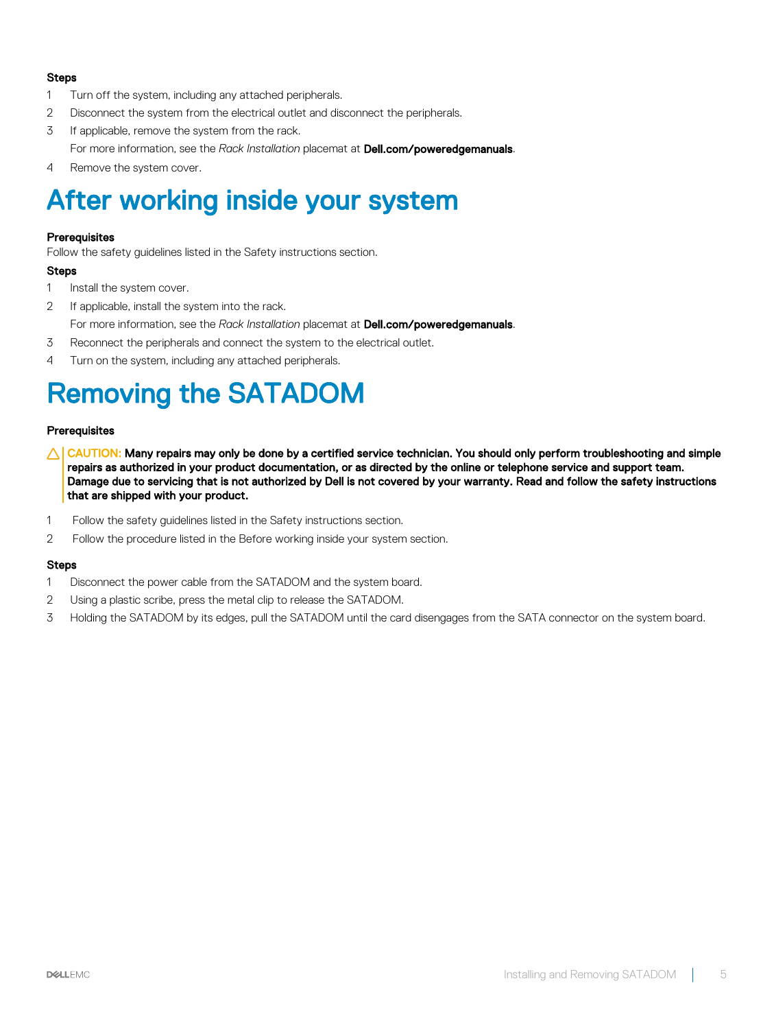**Steps**

1. Turn off the system, including any attached peripherals.
2. Disconnect the system from the electrical outlet and disconnect the peripherals.
3. If applicable, remove the system from the rack.

   For more information, see the *Rack Installation* placemat at **Dell.com/poweredgemanuals**.
4. Remove the system cover.

# After working inside your system

**Prerequisites**

Follow the safety guidelines listed in the Safety instructions section.

**Steps**

1. Install the system cover.
2. If applicable, install the system into the rack.

   For more information, see the *Rack Installation* placemat at **Dell.com/poweredgemanuals**.
3. Reconnect the peripherals and connect the system to the electrical outlet.
4. Turn on the system, including any attached peripherals.

# Removing the SATADOM

**Prerequisites**

**CAUTION: Many repairs may only be done by a certified service technician. You should only perform troubleshooting and simple repairs as authorized in your product documentation, or as directed by the online or telephone service and support team. Damage due to servicing that is not authorized by Dell is not covered by your warranty. Read and follow the safety instructions that are shipped with your product.**

1. Follow the safety guidelines listed in the Safety instructions section.
2. Follow the procedure listed in the Before working inside your system section.

**Steps**

1. Disconnect the power cable from the SATADOM and the system board.
2. Using a plastic scribe, press the metal clip to release the SATADOM.
3. Holding the SATADOM by its edges, pull the SATADOM until the card disengages from the SATA connector on the system board.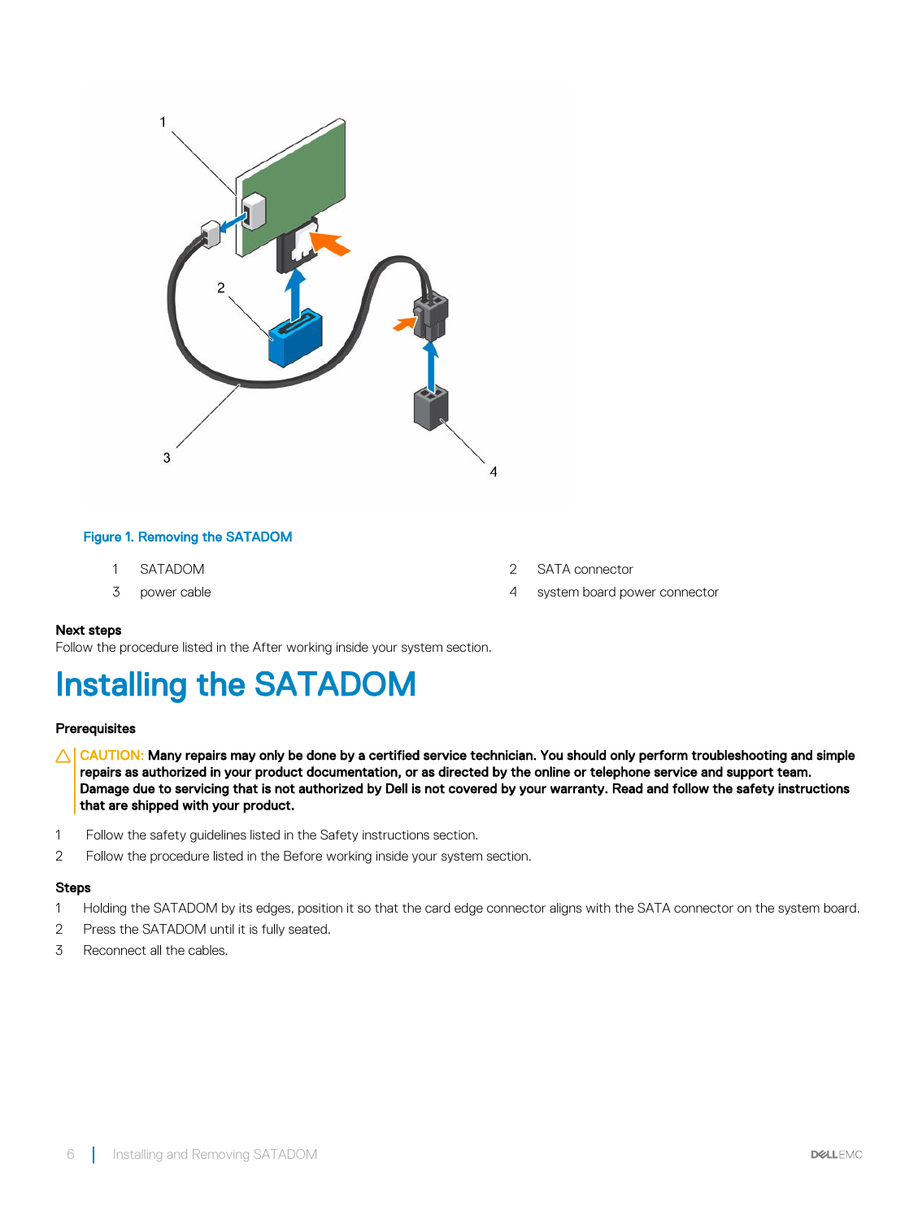Figure 1. Removing the SATADOM

| | | | |
|---|---|---|---|
| 1 | SATADOM | 2 | SATA connector |
| 3 | power cable | 4 | system board power connector |

**Next steps**

Follow the procedure listed in the After working inside your system section.

# Installing the SATADOM

**Prerequisites**

⚠ CAUTION: **Many repairs may only be done by a certified service technician. You should only perform troubleshooting and simple repairs as authorized in your product documentation, or as directed by the online or telephone service and support team. Damage due to servicing that is not authorized by Dell is not covered by your warranty. Read and follow the safety instructions that are shipped with your product.**

1. Follow the safety guidelines listed in the Safety instructions section.
2. Follow the procedure listed in the Before working inside your system section.

**Steps**

1. Holding the SATADOM by its edges, position it so that the card edge connector aligns with the SATA connector on the system board.
2. Press the SATADOM until it is fully seated.
3. Reconnect all the cables.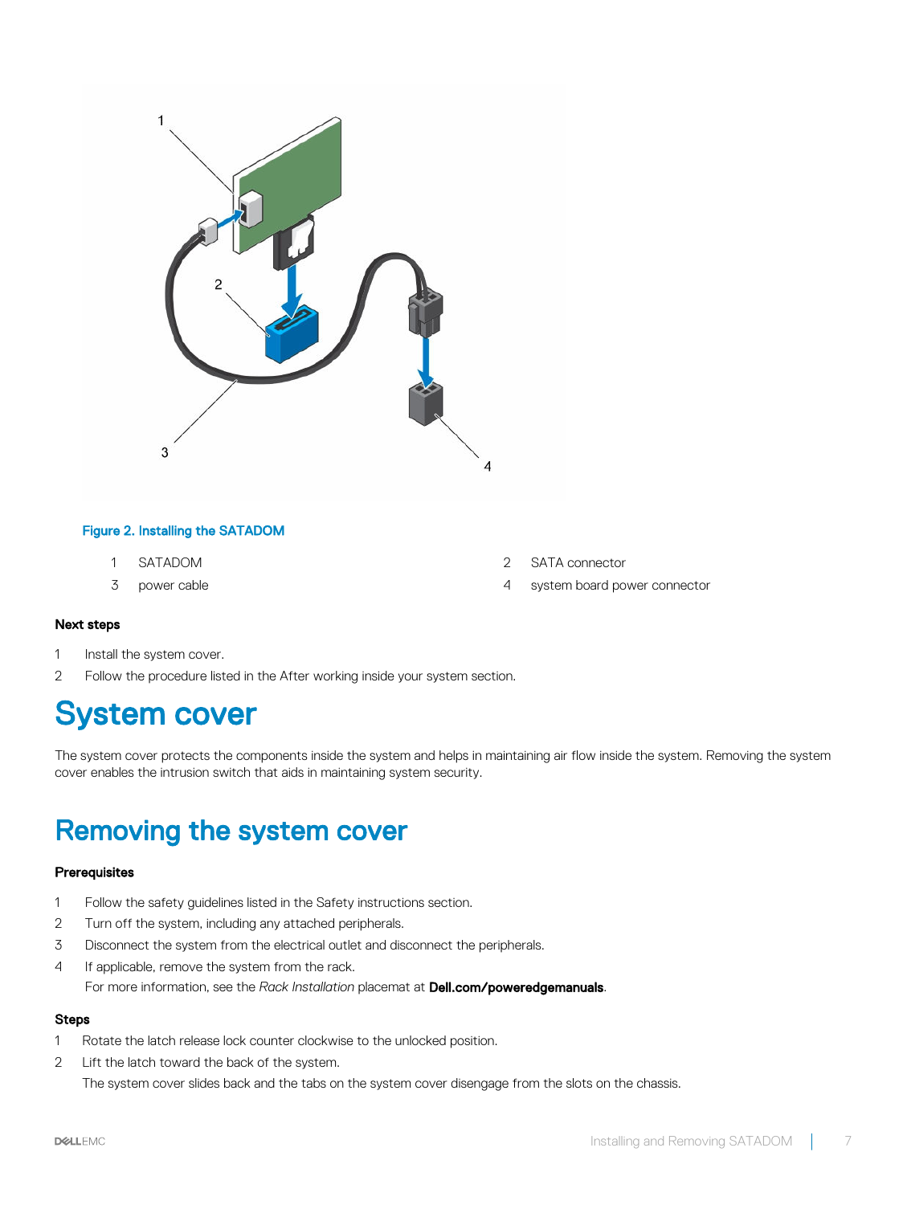Figure 2. Installing the SATADOM

| | | | |
|---|---|---|---|
| 1 | SATADOM | 2 | SATA connector |
| 3 | power cable | 4 | system board power connector |

#### Next steps

1. Install the system cover.
2. Follow the procedure listed in the After working inside your system section.

# System cover

The system cover protects the components inside the system and helps in maintaining air flow inside the system. Removing the system cover enables the intrusion switch that aids in maintaining system security.

## Removing the system cover

#### Prerequisites

1. Follow the safety guidelines listed in the Safety instructions section.
2. Turn off the system, including any attached peripherals.
3. Disconnect the system from the electrical outlet and disconnect the peripherals.
4. If applicable, remove the system from the rack.
   For more information, see the *Rack Installation* placemat at **Dell.com/poweredgemanuals**.

#### Steps

1. Rotate the latch release lock counter clockwise to the unlocked position.
2. Lift the latch toward the back of the system.
   The system cover slides back and the tabs on the system cover disengage from the slots on the chassis.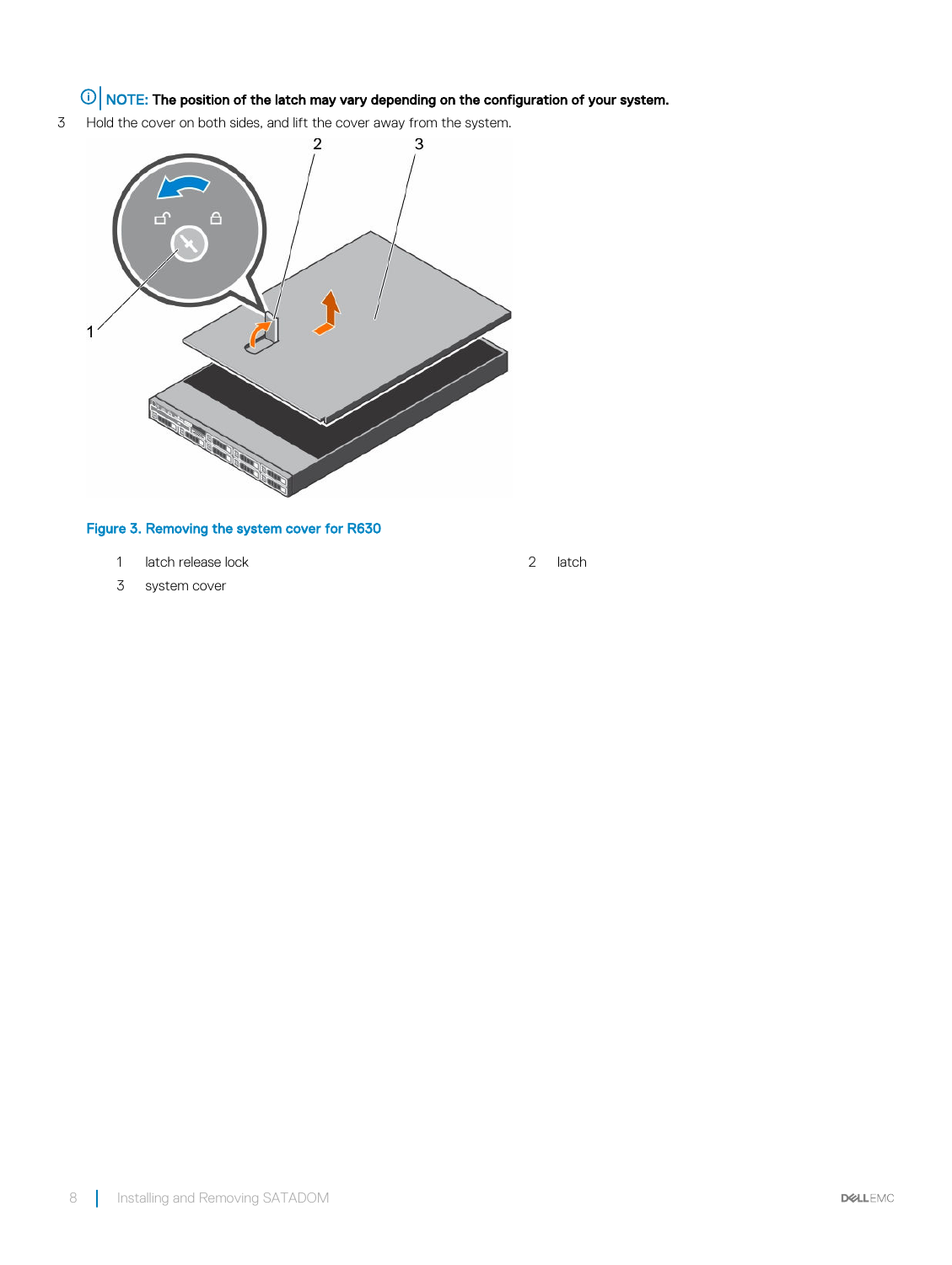**NOTE: The position of the latch may vary depending on the configuration of your system.**

3 Hold the cover on both sides, and lift the cover away from the system.

Figure 3. Removing the system cover for R630

| | | | |
|---|---|---|---|
| 1 | latch release lock | 2 | latch |
| 3 | system cover | | |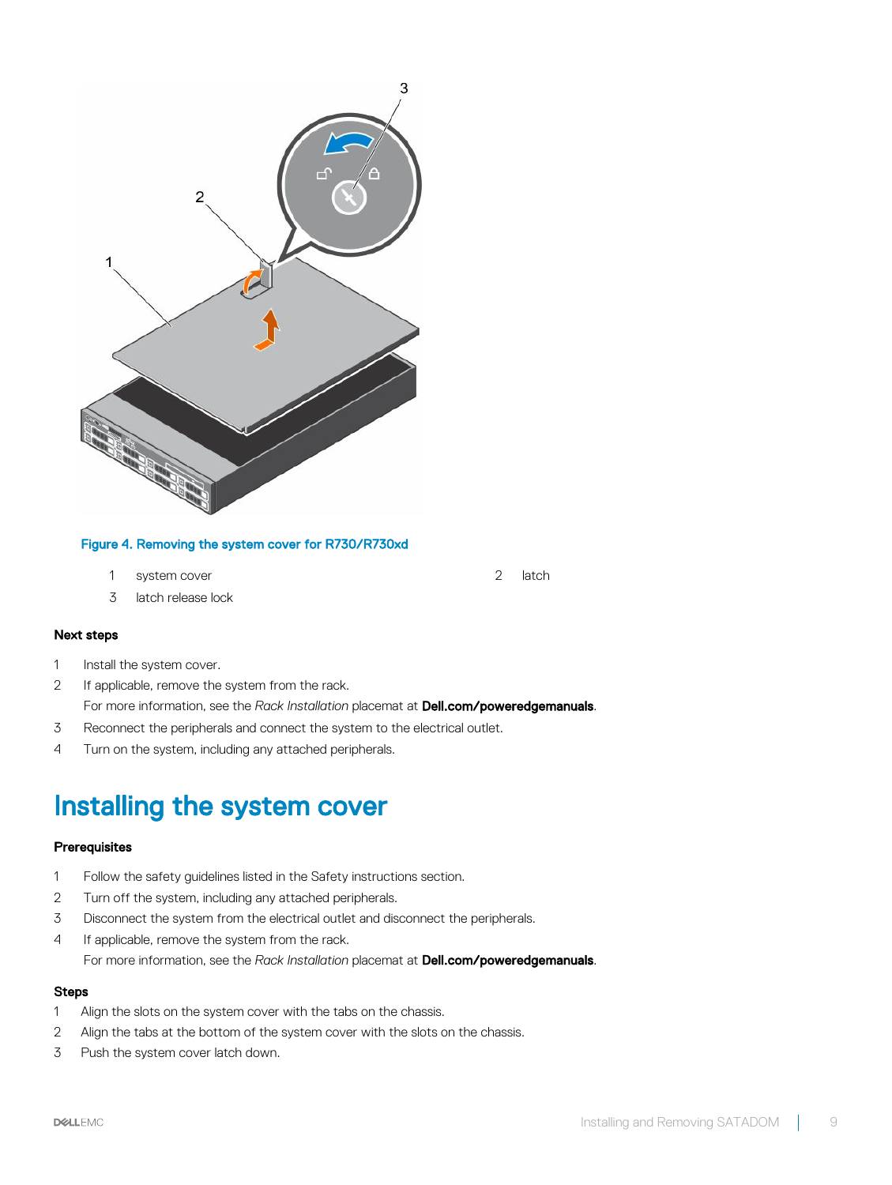Figure 4. Removing the system cover for R730/R730xd

1. system cover
2. latch
3. latch release lock

**Next steps**

1. Install the system cover.
2. If applicable, remove the system from the rack.

   For more information, see the *Rack Installation* placemat at **Dell.com/poweredgemanuals**.
3. Reconnect the peripherals and connect the system to the electrical outlet.
4. Turn on the system, including any attached peripherals.

# Installing the system cover

**Prerequisites**

1. Follow the safety guidelines listed in the Safety instructions section.
2. Turn off the system, including any attached peripherals.
3. Disconnect the system from the electrical outlet and disconnect the peripherals.
4. If applicable, remove the system from the rack.

   For more information, see the *Rack Installation* placemat at **Dell.com/poweredgemanuals**.

**Steps**

1. Align the slots on the system cover with the tabs on the chassis.
2. Align the tabs at the bottom of the system cover with the slots on the chassis.
3. Push the system cover latch down.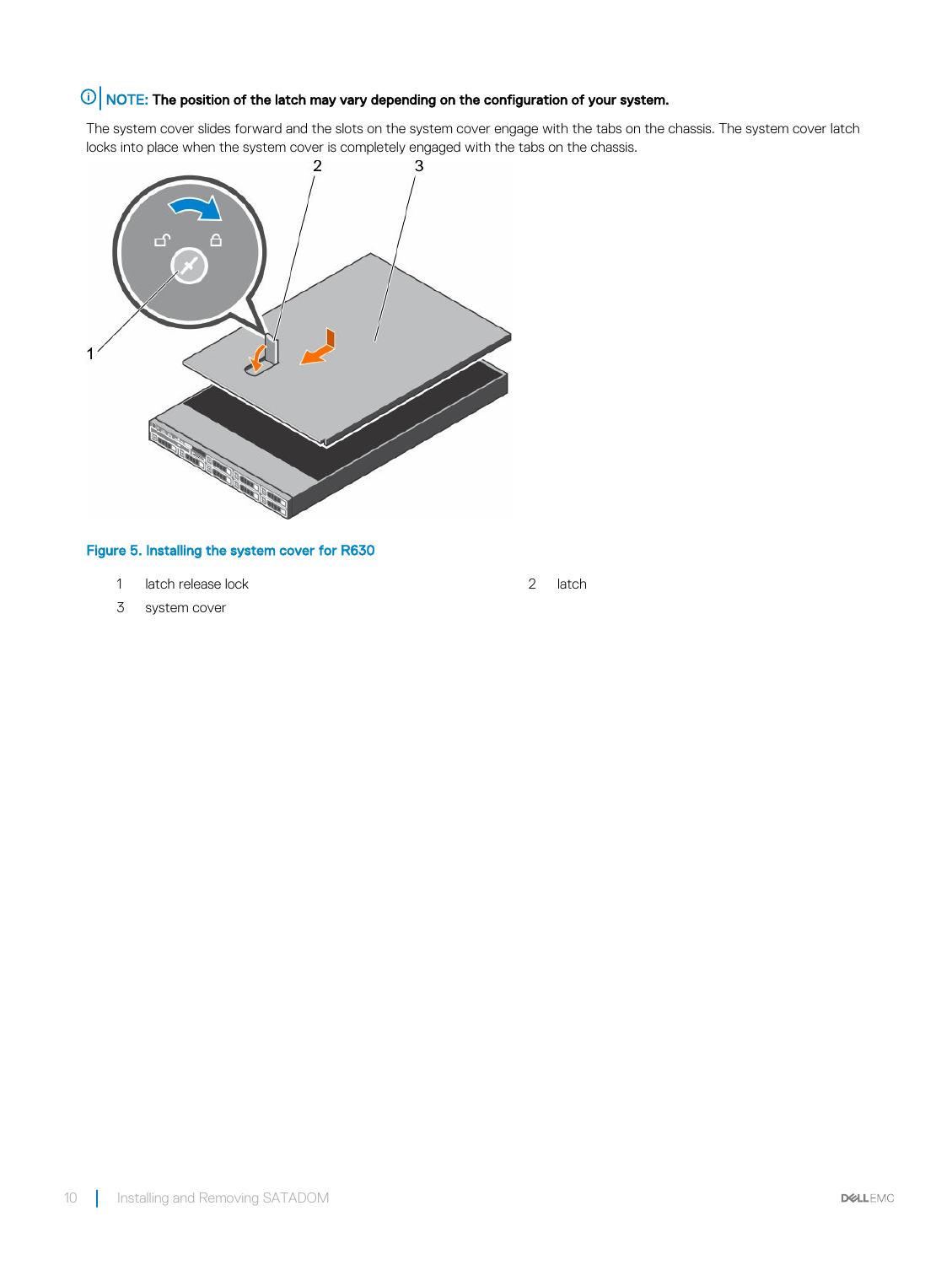NOTE: **The position of the latch may vary depending on the configuration of your system.**

The system cover slides forward and the slots on the system cover engage with the tabs on the chassis. The system cover latch locks into place when the system cover is completely engaged with the tabs on the chassis.

**Figure 5. Installing the system cover for R630**

1. latch release lock
2. latch
3. system cover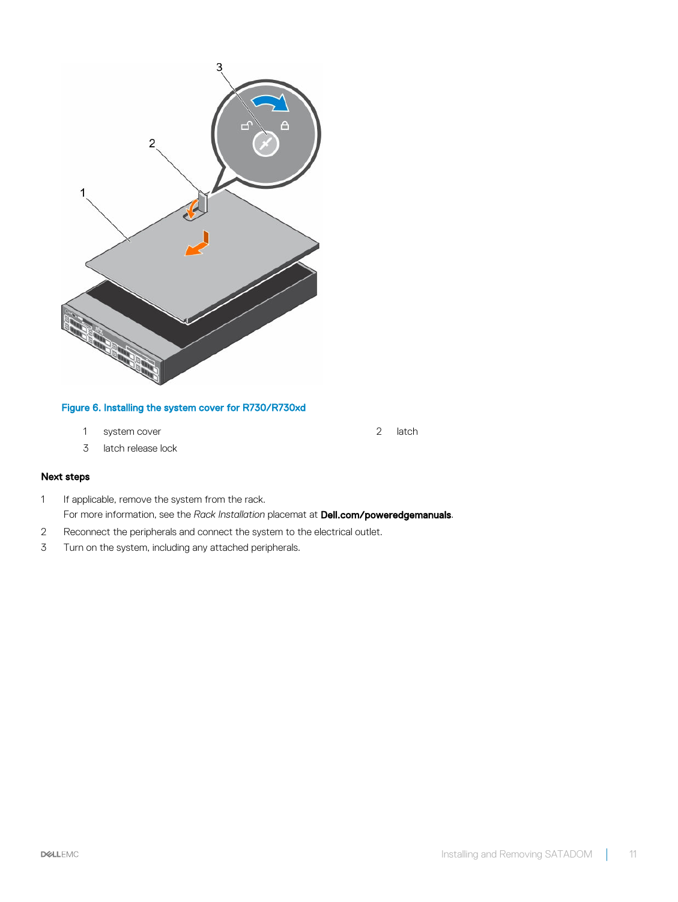Figure 6. Installing the system cover for R730/R730xd

1 system cover
2 latch
3 latch release lock

### Next steps

1. If applicable, remove the system from the rack.
   For more information, see the *Rack Installation* placemat at **Dell.com/poweredgemanuals**.
2. Reconnect the peripherals and connect the system to the electrical outlet.
3. Turn on the system, including any attached peripherals.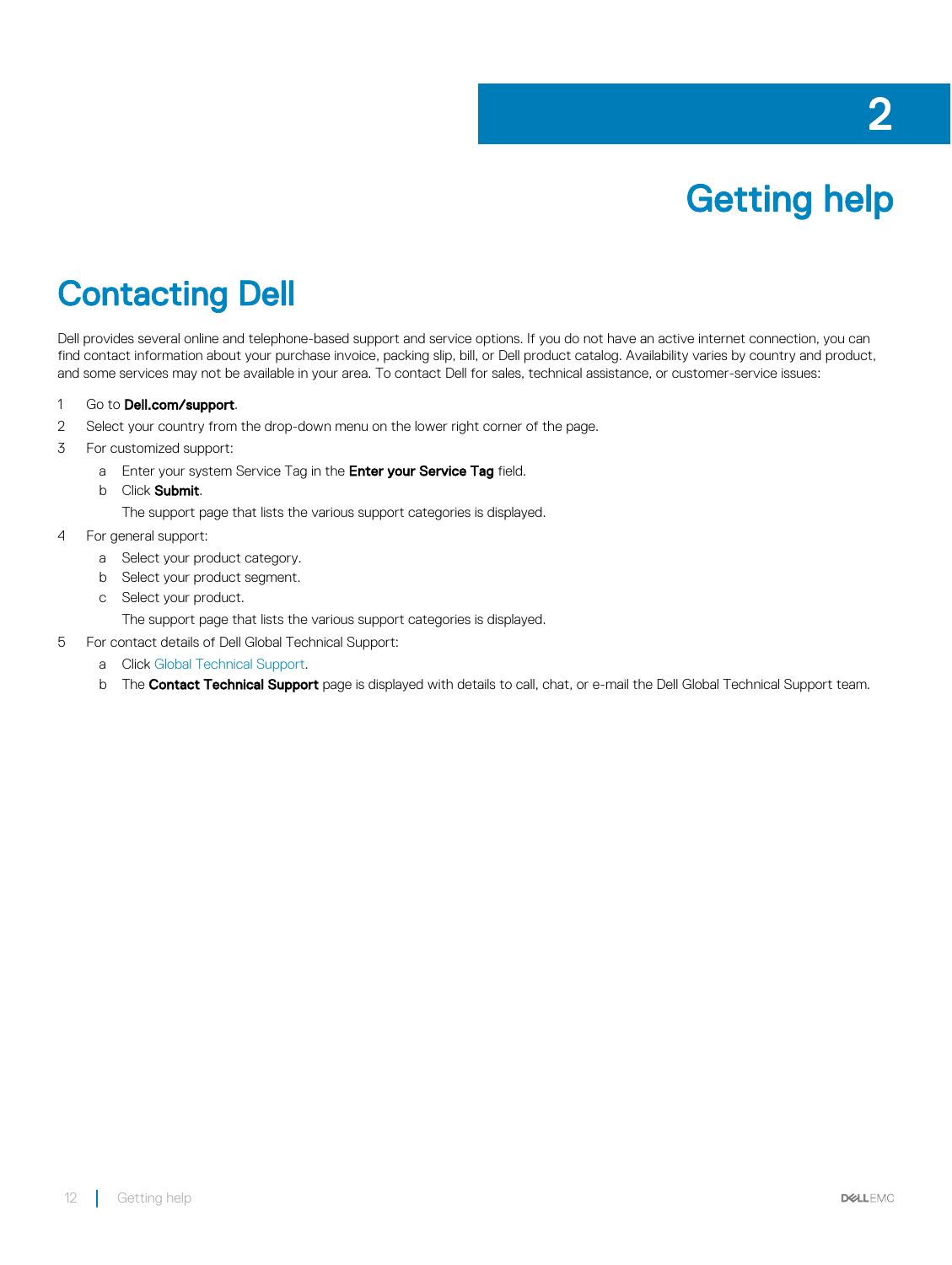# 2 Getting help

## Contacting Dell

Dell provides several online and telephone-based support and service options. If you do not have an active internet connection, you can find contact information about your purchase invoice, packing slip, bill, or Dell product catalog. Availability varies by country and product, and some services may not be available in your area. To contact Dell for sales, technical assistance, or customer-service issues:

1. Go to **Dell.com/support**.
2. Select your country from the drop-down menu on the lower right corner of the page.
3. For customized support:
   a. Enter your system Service Tag in the **Enter your Service Tag** field.
   b. Click **Submit**.

      The support page that lists the various support categories is displayed.
4. For general support:
   a. Select your product category.
   b. Select your product segment.
   c. Select your product.

      The support page that lists the various support categories is displayed.
5. For contact details of Dell Global Technical Support:
   a. Click Global Technical Support.
   b. The **Contact Technical Support** page is displayed with details to call, chat, or e-mail the Dell Global Technical Support team.